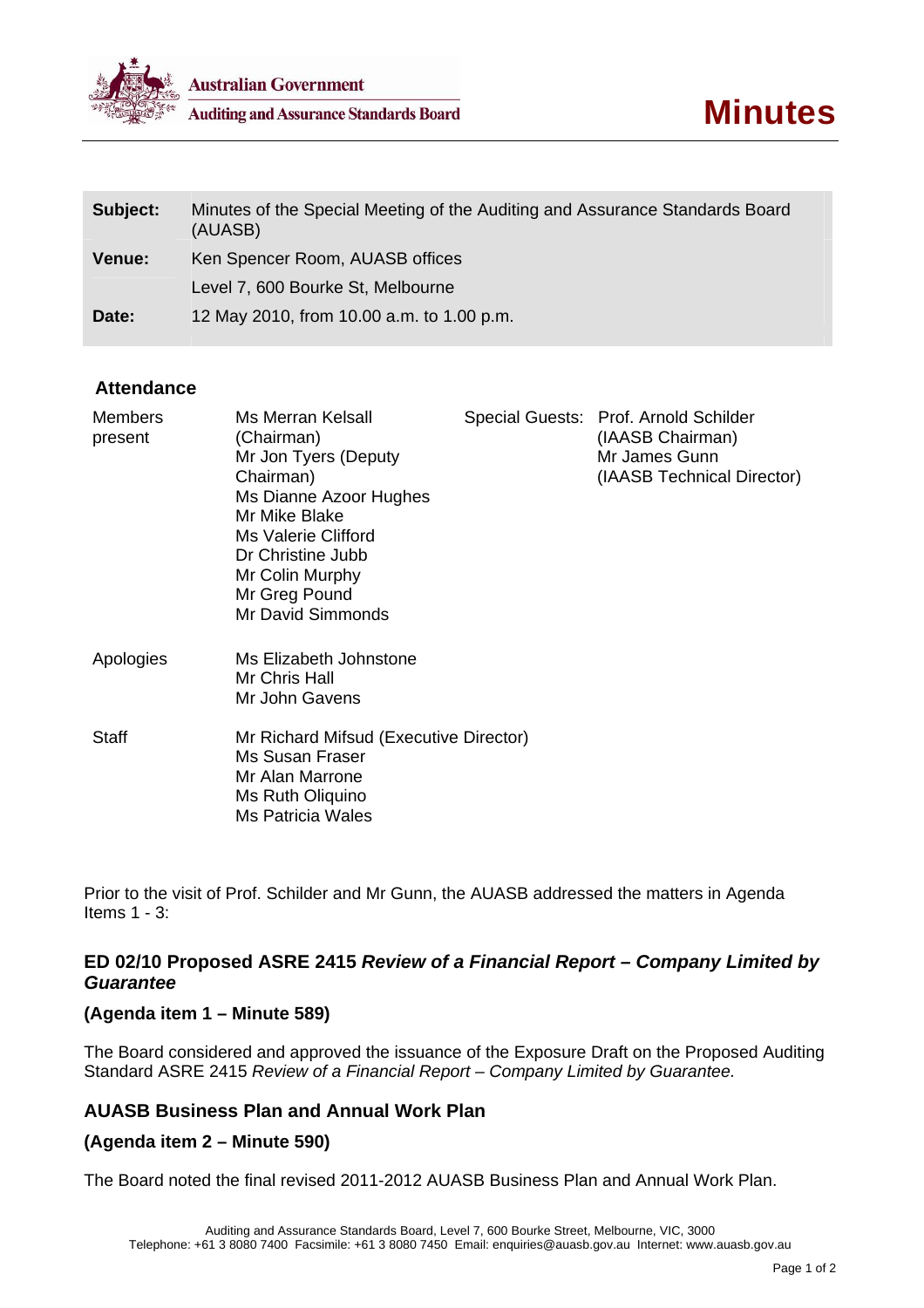Australian Government
Auditing and Assurance Standards Board

# Minutes

| | |
|---|---|
| **Subject:** | Minutes of the Special Meeting of the Auditing and Assurance Standards Board (AUASB) |
| **Venue:** | Ken Spencer Room, AUASB offices |
| | Level 7, 600 Bourke St, Melbourne |
| **Date:** | 12 May 2010, from 10.00 a.m. to 1.00 p.m. |

## Attendance

| | | | |
|---|---|---|---|
| Members present | Ms Merran Kelsall (Chairman)<br>Mr Jon Tyers (Deputy Chairman)<br>Ms Dianne Azoor Hughes<br>Mr Mike Blake<br>Ms Valerie Clifford<br>Dr Christine Jubb<br>Mr Colin Murphy<br>Mr Greg Pound<br>Mr David Simmonds | Special Guests: | Prof. Arnold Schilder (IAASB Chairman)<br>Mr James Gunn (IAASB Technical Director) |
| Apologies | Ms Elizabeth Johnstone<br>Mr Chris Hall<br>Mr John Gavens | | |
| Staff | Mr Richard Mifsud (Executive Director)<br>Ms Susan Fraser<br>Mr Alan Marrone<br>Ms Ruth Oliquino<br>Ms Patricia Wales | | |

Prior to the visit of Prof. Schilder and Mr Gunn, the AUASB addressed the matters in Agenda Items 1 - 3:

### ED 02/10 Proposed ASRE 2415 *Review of a Financial Report – Company Limited by Guarantee*

**(Agenda item 1 – Minute 589)**

The Board considered and approved the issuance of the Exposure Draft on the Proposed Auditing Standard ASRE 2415 *Review of a Financial Report – Company Limited by Guarantee.*

### AUASB Business Plan and Annual Work Plan

**(Agenda item 2 – Minute 590)**

The Board noted the final revised 2011-2012 AUASB Business Plan and Annual Work Plan.

Auditing and Assurance Standards Board, Level 7, 600 Bourke Street, Melbourne, VIC, 3000
Telephone: +61 3 8080 7400 Facsimile: +61 3 8080 7450 Email: enquiries@auasb.gov.au Internet: www.auasb.gov.au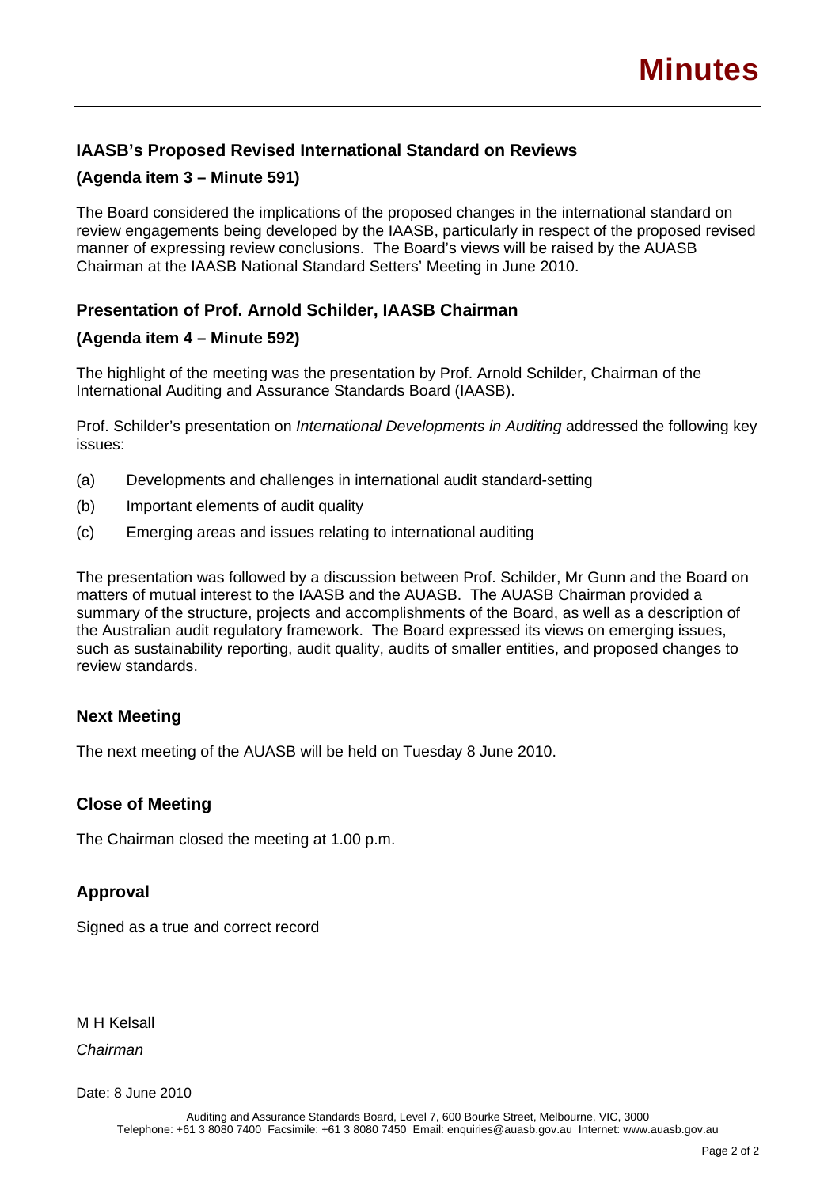## IAASB's Proposed Revised International Standard on Reviews

### (Agenda item 3 – Minute 591)

The Board considered the implications of the proposed changes in the international standard on review engagements being developed by the IAASB, particularly in respect of the proposed revised manner of expressing review conclusions. The Board's views will be raised by the AUASB Chairman at the IAASB National Standard Setters' Meeting in June 2010.

## Presentation of Prof. Arnold Schilder, IAASB Chairman

### (Agenda item 4 – Minute 592)

The highlight of the meeting was the presentation by Prof. Arnold Schilder, Chairman of the International Auditing and Assurance Standards Board (IAASB).

Prof. Schilder's presentation on *International Developments in Auditing* addressed the following key issues:

(a) Developments and challenges in international audit standard-setting

(b) Important elements of audit quality

(c) Emerging areas and issues relating to international auditing

The presentation was followed by a discussion between Prof. Schilder, Mr Gunn and the Board on matters of mutual interest to the IAASB and the AUASB. The AUASB Chairman provided a summary of the structure, projects and accomplishments of the Board, as well as a description of the Australian audit regulatory framework. The Board expressed its views on emerging issues, such as sustainability reporting, audit quality, audits of smaller entities, and proposed changes to review standards.

## Next Meeting

The next meeting of the AUASB will be held on Tuesday 8 June 2010.

## Close of Meeting

The Chairman closed the meeting at 1.00 p.m.

## Approval

Signed as a true and correct record

M H Kelsall

*Chairman*

Date: 8 June 2010

Auditing and Assurance Standards Board, Level 7, 600 Bourke Street, Melbourne, VIC, 3000
Telephone: +61 3 8080 7400 Facsimile: +61 3 8080 7450 Email: enquiries@auasb.gov.au Internet: www.auasb.gov.au